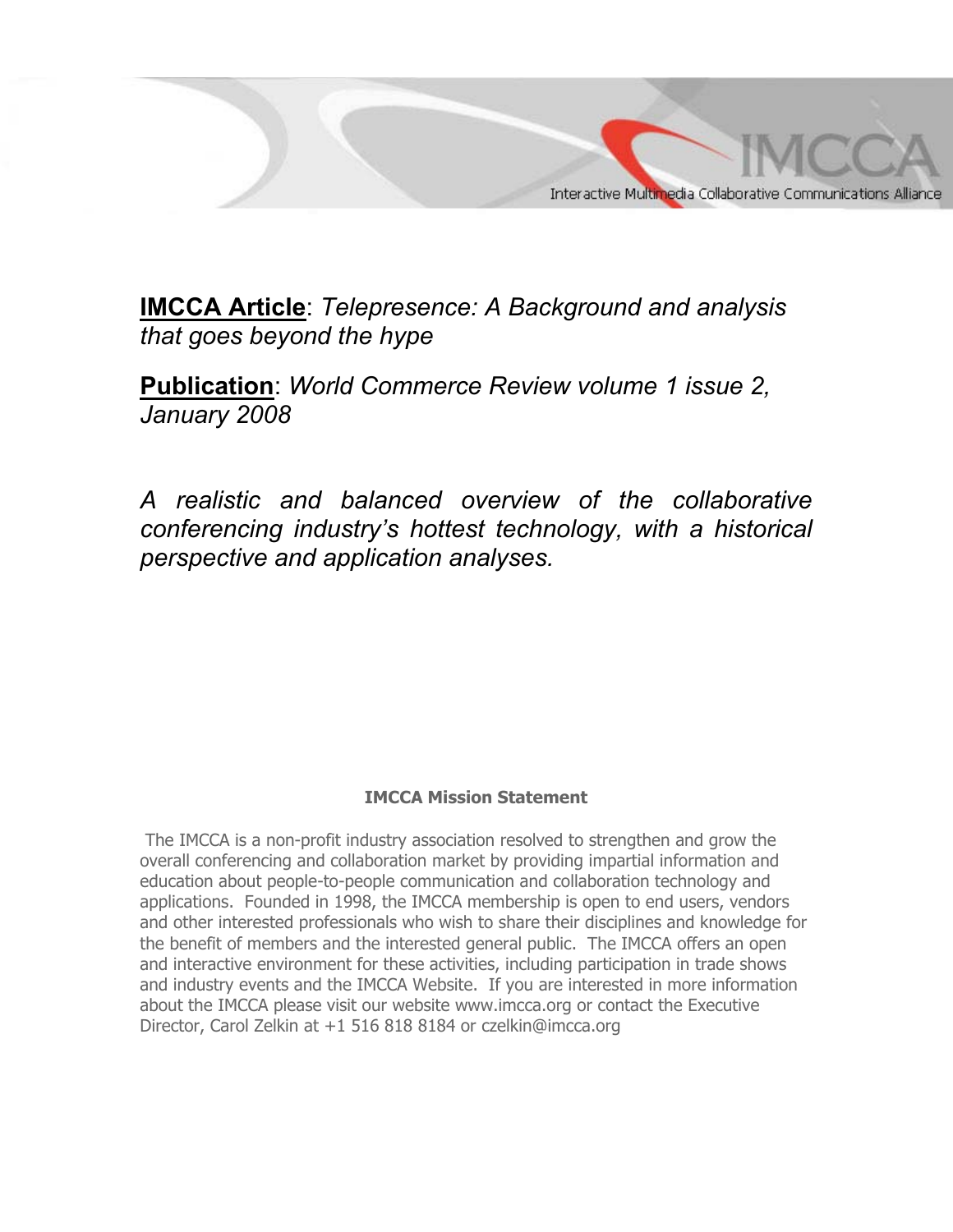IMCCA

Interactive Multimedia Collaborative Communications Alliance

**IMCCA Article**: *Telepresence: A Background and analysis that goes beyond the hype*

**Publication**: *World Commerce Review volume 1 issue 2, January 2008*

*A realistic and balanced overview of the collaborative conferencing industry's hottest technology, with a historical perspective and application analyses.*

**IMCCA Mission Statement**

The IMCCA is a non-profit industry association resolved to strengthen and grow the overall conferencing and collaboration market by providing impartial information and education about people-to-people communication and collaboration technology and applications. Founded in 1998, the IMCCA membership is open to end users, vendors and other interested professionals who wish to share their disciplines and knowledge for the benefit of members and the interested general public. The IMCCA offers an open and interactive environment for these activities, including participation in trade shows and industry events and the IMCCA Website. If you are interested in more information about the IMCCA please visit our website www.imcca.org or contact the Executive Director, Carol Zelkin at +1 516 818 8184 or czelkin@imcca.org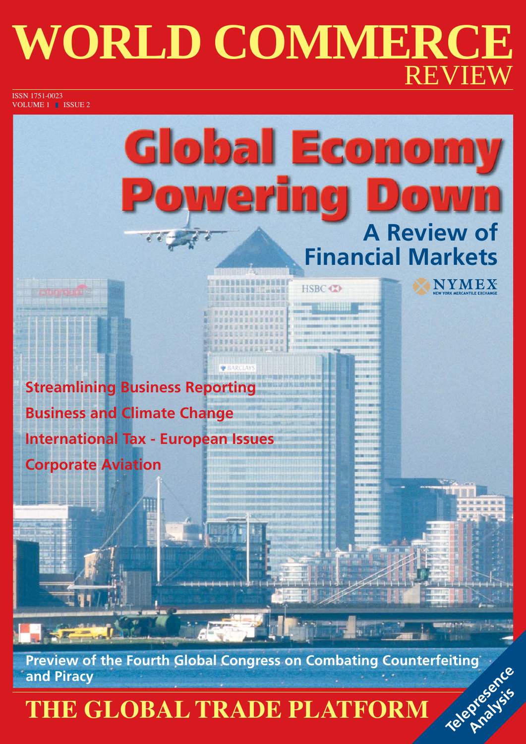# WORLD COMMERCE REVIEW

ISSN 1751-0023
VOLUME 1 ISSUE 2

## Global Economy Powering Down

### A Review of Financial Markets

NYMEX
NEW YORK MERCANTILE EXCHANGE

**Streamlining Business Reporting**

**Business and Climate Change**

**International Tax - European Issues**

**Corporate Aviation**

**Preview of the Fourth Global Congress on Combating Counterfeiting and Piracy**

## THE GLOBAL TRADE PLATFORM

Telepresence Analysis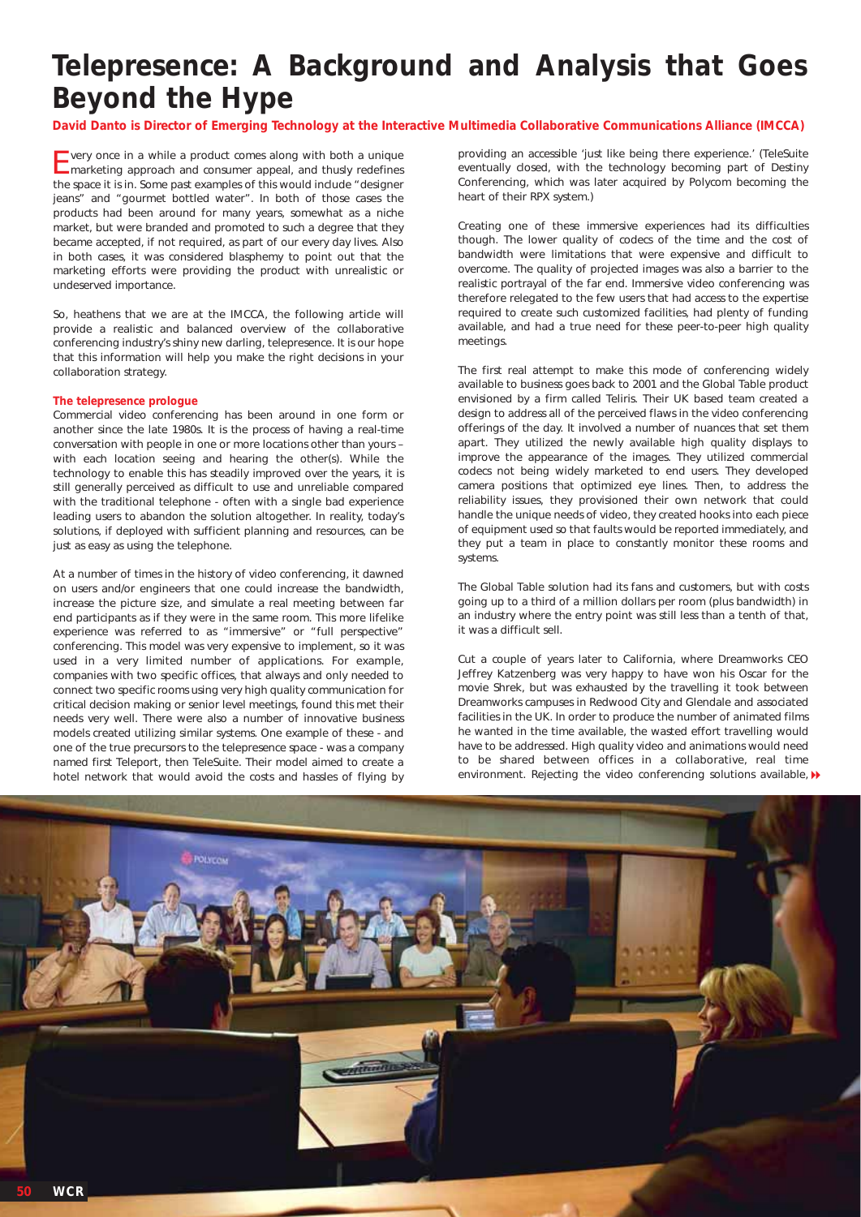# Telepresence: A Background and Analysis that Goes Beyond the Hype

**David Danto is Director of Emerging Technology at the Interactive Multimedia Collaborative Communications Alliance (IMCCA)**

Every once in a while a product comes along with both a unique marketing approach and consumer appeal, and thusly redefines the space it is in. Some past examples of this would include "designer jeans" and "gourmet bottled water". In both of those cases the products had been around for many years, somewhat as a niche market, but were branded and promoted to such a degree that they became accepted, if not required, as part of our every day lives. Also in both cases, it was considered blasphemy to point out that the marketing efforts were providing the product with unrealistic or undeserved importance.

So, heathens that we are at the IMCCA, the following article will provide a realistic and balanced overview of the collaborative conferencing industry's shiny new darling, telepresence. It is our hope that this information will help you make the right decisions in your collaboration strategy.

**The telepresence prologue**

Commercial video conferencing has been around in one form or another since the late 1980s. It is the process of having a real-time conversation with people in one or more locations other than yours – with each location seeing and hearing the other(s). While the technology to enable this has steadily improved over the years, it is still generally perceived as difficult to use and unreliable compared with the traditional telephone - often with a single bad experience leading users to abandon the solution altogether. In reality, today's solutions, if deployed with sufficient planning and resources, can be just as easy as using the telephone.

At a number of times in the history of video conferencing, it dawned on users and/or engineers that one could increase the bandwidth, increase the picture size, and simulate a real meeting between far end participants as if they were in the same room. This more lifelike experience was referred to as "immersive" or "full perspective" conferencing. This model was very expensive to implement, so it was used in a very limited number of applications. For example, companies with two specific offices, that always and only needed to connect two specific rooms using very high quality communication for critical decision making or senior level meetings, found this met their needs very well. There were also a number of innovative business models created utilizing similar systems. One example of these - and one of the true precursors to the telepresence space - was a company named first Teleport, then TeleSuite. Their model aimed to create a hotel network that would avoid the costs and hassles of flying by providing an accessible 'just like being there experience.' (TeleSuite eventually closed, with the technology becoming part of Destiny Conferencing, which was later acquired by Polycom becoming the heart of their RPX system.)

Creating one of these immersive experiences had its difficulties though. The lower quality of codecs of the time and the cost of bandwidth were limitations that were expensive and difficult to overcome. The quality of projected images was also a barrier to the realistic portrayal of the far end. Immersive video conferencing was therefore relegated to the few users that had access to the expertise required to create such customized facilities, had plenty of funding available, and had a true need for these peer-to-peer high quality meetings.

The first real attempt to make this mode of conferencing widely available to business goes back to 2001 and the Global Table product envisioned by a firm called Teliris. Their UK based team created a design to address all of the perceived flaws in the video conferencing offerings of the day. It involved a number of nuances that set them apart. They utilized the newly available high quality displays to improve the appearance of the images. They utilized commercial codecs not being widely marketed to end users. They developed camera positions that optimized eye lines. Then, to address the reliability issues, they provisioned their own network that could handle the unique needs of video, they created hooks into each piece of equipment used so that faults would be reported immediately, and they put a team in place to constantly monitor these rooms and systems.

The Global Table solution had its fans and customers, but with costs going up to a third of a million dollars per room (plus bandwidth) in an industry where the entry point was still less than a tenth of that, it was a difficult sell.

Cut a couple of years later to California, where Dreamworks CEO Jeffrey Katzenberg was very happy to have won his Oscar for the movie Shrek, but was exhausted by the travelling it took between Dreamworks campuses in Redwood City and Glendale and associated facilities in the UK. In order to produce the number of animated films he wanted in the time available, the wasted effort travelling would have to be addressed. High quality video and animations would need to be shared between offices in a collaborative, real time environment. Rejecting the video conferencing solutions available,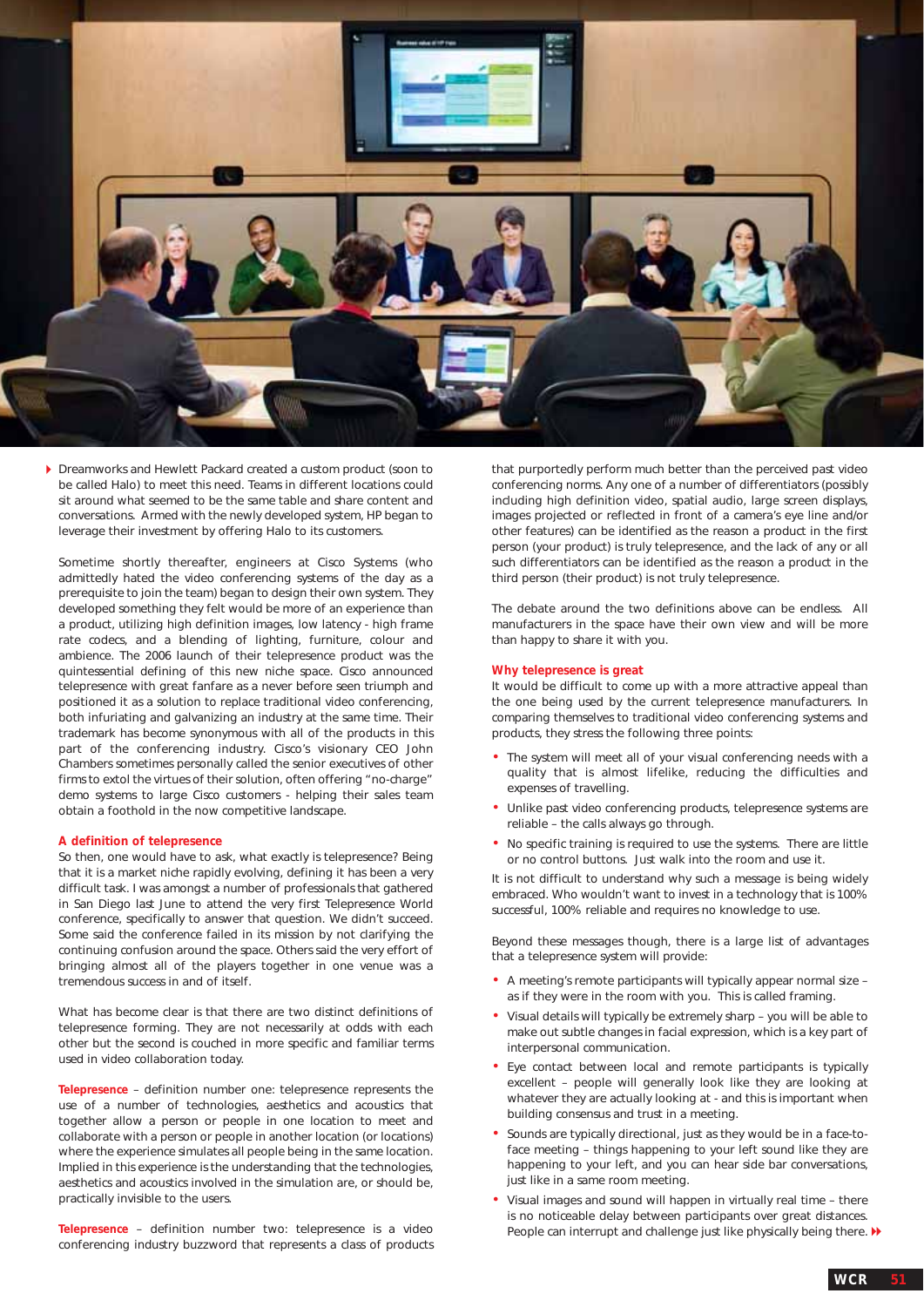Dreamworks and Hewlett Packard created a custom product (soon to be called Halo) to meet this need. Teams in different locations could sit around what seemed to be the same table and share content and conversations. Armed with the newly developed system, HP began to leverage their investment by offering Halo to its customers.

Sometime shortly thereafter, engineers at Cisco Systems (who admittedly hated the video conferencing systems of the day as a prerequisite to join the team) began to design their own system. They developed something they felt would be more of an experience than a product, utilizing high definition images, low latency - high frame rate codecs, and a blending of lighting, furniture, colour and ambience. The 2006 launch of their telepresence product was the quintessential defining of this new niche space. Cisco announced telepresence with great fanfare as a never before seen triumph and positioned it as a solution to replace traditional video conferencing, both infuriating and galvanizing an industry at the same time. Their trademark has become synonymous with all of the products in this part of the conferencing industry. Cisco's visionary CEO John Chambers sometimes personally called the senior executives of other firms to extol the virtues of their solution, often offering "no-charge" demo systems to large Cisco customers - helping their sales team obtain a foothold in the now competitive landscape.

## A definition of telepresence

So then, one would have to ask, what exactly is telepresence? Being that it is a market niche rapidly evolving, defining it has been a very difficult task. I was amongst a number of professionals that gathered in San Diego last June to attend the very first Telepresence World conference, specifically to answer that question. We didn't succeed. Some said the conference failed in its mission by not clarifying the continuing confusion around the space. Others said the very effort of bringing almost all of the players together in one venue was a tremendous success in and of itself.

What has become clear is that there are two distinct definitions of telepresence forming. They are not necessarily at odds with each other but the second is couched in more specific and familiar terms used in video collaboration today.

**Telepresence** – definition number one: telepresence represents the use of a number of technologies, aesthetics and acoustics that together allow a person or people in one location to meet and collaborate with a person or people in another location (or locations) where the experience simulates all people being in the same location. Implied in this experience is the understanding that the technologies, aesthetics and acoustics involved in the simulation are, or should be, practically invisible to the users.

**Telepresence** – definition number two: telepresence is a video conferencing industry buzzword that represents a class of products that purportedly perform much better than the perceived past video conferencing norms. Any one of a number of differentiators (possibly including high definition video, spatial audio, large screen displays, images projected or reflected in front of a camera's eye line and/or other features) can be identified as the reason a product in the first person (your product) is truly telepresence, and the lack of any or all such differentiators can be identified as the reason a product in the third person (their product) is not truly telepresence.

The debate around the two definitions above can be endless. All manufacturers in the space have their own view and will be more than happy to share it with you.

## Why telepresence is great

It would be difficult to come up with a more attractive appeal than the one being used by the current telepresence manufacturers. In comparing themselves to traditional video conferencing systems and products, they stress the following three points:

- The system will meet all of your visual conferencing needs with a quality that is almost lifelike, reducing the difficulties and expenses of travelling.
- Unlike past video conferencing products, telepresence systems are reliable – the calls always go through.
- No specific training is required to use the systems. There are little or no control buttons. Just walk into the room and use it.

It is not difficult to understand why such a message is being widely embraced. Who wouldn't want to invest in a technology that is 100% successful, 100% reliable and requires no knowledge to use.

Beyond these messages though, there is a large list of advantages that a telepresence system will provide:

- A meeting's remote participants will typically appear normal size – as if they were in the room with you. This is called framing.
- Visual details will typically be extremely sharp – you will be able to make out subtle changes in facial expression, which is a key part of interpersonal communication.
- Eye contact between local and remote participants is typically excellent – people will generally look like they are looking at whatever they are actually looking at - and this is important when building consensus and trust in a meeting.
- Sounds are typically directional, just as they would be in a face-to-face meeting – things happening to your left sound like they are happening to your left, and you can hear side bar conversations, just like in a same room meeting.
- Visual images and sound will happen in virtually real time – there is no noticeable delay between participants over great distances. People can interrupt and challenge just like physically being there.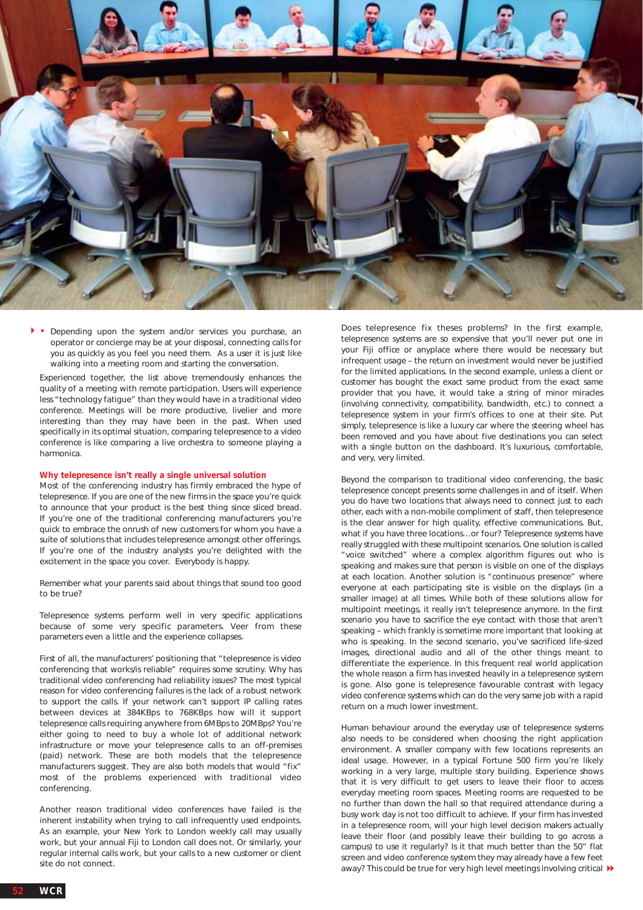- Depending upon the system and/or services you purchase, an operator or concierge may be at your disposal, connecting calls for you as quickly as you feel you need them. As a user it is just like walking into a meeting room and starting the conversation.

Experienced together, the list above tremendously enhances the quality of a meeting with remote participation. Users will experience less "technology fatigue" than they would have in a traditional video conference. Meetings will be more productive, livelier and more interesting than they may have been in the past. When used specifically in its optimal situation, comparing telepresence to a video conference is like comparing a live orchestra to someone playing a harmonica.

## Why telepresence isn't really a single universal solution

Most of the conferencing industry has firmly embraced the hype of telepresence. If you are one of the new firms in the space you're quick to announce that your product is the best thing since sliced bread. If you're one of the traditional conferencing manufacturers you're quick to embrace the onrush of new customers for whom you have a suite of solutions that includes telepresence amongst other offerings. If you're one of the industry analysts you're delighted with the excitement in the space you cover. Everybody is happy.

Remember what your parents said about things that sound too good to be true?

Telepresence systems perform well in very specific applications because of some very specific parameters. Veer from these parameters even a little and the experience collapses.

First of all, the manufacturers' positioning that "telepresence is video conferencing that works/is reliable" requires some scrutiny. Why has traditional video conferencing had reliability issues? The most typical reason for video conferencing failures is the lack of a robust network to support the calls. If your network can't support IP calling rates between devices at 384KBps to 768KBps how will it support telepresence calls requiring anywhere from 6MBps to 20MBps? You're either going to need to buy a whole lot of additional network infrastructure or move your telepresence calls to an off-premises (paid) network. These are both models that the telepresence manufacturers suggest. They are also both models that would "fix" most of the problems experienced with traditional video conferencing.

Another reason traditional video conferences have failed is the inherent instability when trying to call infrequently used endpoints. As an example, your New York to London weekly call may usually work, but your annual Fiji to London call does not. Or similarly, your regular internal calls work, but your calls to a new customer or client site do not connect.

Does telepresence fix theses problems? In the first example, telepresence systems are so expensive that you'll never put one in your Fiji office or anyplace where there would be necessary but infrequent usage – the return on investment would never be justified for the limited applications. In the second example, unless a client or customer has bought the exact same product from the exact same provider that you have, it would take a string of minor miracles (involving connectivity, compatibility, bandwidth, etc.) to connect a telepresence system in your firm's offices to one at their site. Put simply, telepresence is like a luxury car where the steering wheel has been removed and you have about five destinations you can select with a single button on the dashboard. It's luxurious, comfortable, and very, very limited.

Beyond the comparison to traditional video conferencing, the basic telepresence concept presents some challenges in and of itself. When you do have two locations that always need to connect just to each other, each with a non-mobile compliment of staff, then telepresence is the clear answer for high quality, effective communications. But, what if you have three locations…or four? Telepresence systems have really struggled with these multipoint scenarios. One solution is called "voice switched" where a complex algorithm figures out who is speaking and makes sure that person is visible on one of the displays at each location. Another solution is "continuous presence" where everyone at each participating site is visible on the displays (in a smaller image) at all times. While both of these solutions allow for multipoint meetings, it really isn't telepresence anymore. In the first scenario you have to sacrifice the eye contact with those that aren't speaking – which frankly is sometime more important that looking at who is speaking. In the second scenario, you've sacrificed life-sized images, directional audio and all of the other things meant to differentiate the experience. In this frequent real world application the whole reason a firm has invested heavily in a telepresence system is gone. Also gone is telepresence favourable contrast with legacy video conference systems which can do the very same job with a rapid return on a much lower investment.

Human behaviour around the everyday use of telepresence systems also needs to be considered when choosing the right application environment. A smaller company with few locations represents an ideal usage. However, in a typical Fortune 500 firm you're likely working in a very large, multiple story building. Experience shows that it is very difficult to get users to leave their floor to access everyday meeting room spaces. Meeting rooms are requested to be no further than down the hall so that required attendance during a busy work day is not too difficult to achieve. If your firm has invested in a telepresence room, will your high level decision makers actually leave their floor (and possibly leave their building to go across a campus) to use it regularly? Is it that much better than the 50" flat screen and video conference system they may already have a few feet away? This could be true for very high level meetings involving critical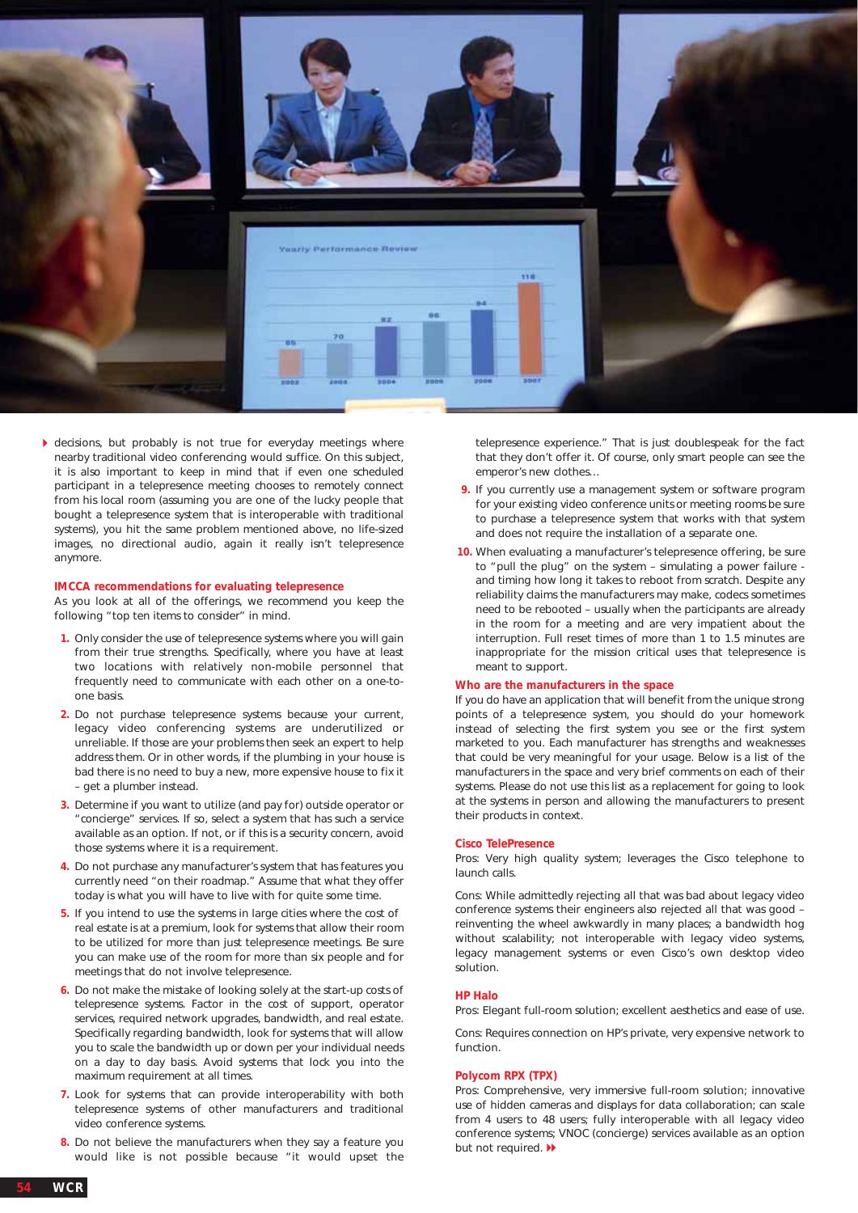decisions, but probably is not true for everyday meetings where nearby traditional video conferencing would suffice. On this subject, it is also important to keep in mind that if even one scheduled participant in a telepresence meeting chooses to remotely connect from his local room (assuming you are one of the lucky people that bought a telepresence system that is interoperable with traditional systems), you hit the same problem mentioned above, no life-sized images, no directional audio, again it really isn't telepresence anymore.

### IMCCA recommendations for evaluating telepresence

As you look at all of the offerings, we recommend you keep the following "top ten items to consider" in mind.

1. Only consider the use of telepresence systems where you will gain from their true strengths. Specifically, where you have at least two locations with relatively non-mobile personnel that frequently need to communicate with each other on a one-to-one basis.
2. Do not purchase telepresence systems because your current, legacy video conferencing systems are underutilized or unreliable. If those are your problems then seek an expert to help address them. Or in other words, if the plumbing in your house is bad there is no need to buy a new, more expensive house to fix it – get a plumber instead.
3. Determine if you want to utilize (and pay for) outside operator or "concierge" services. If so, select a system that has such a service available as an option. If not, or if this is a security concern, avoid those systems where it is a requirement.
4. Do not purchase any manufacturer's system that has features you currently need "on their roadmap." Assume that what they offer today is what you will have to live with for quite some time.
5. If you intend to use the systems in large cities where the cost of real estate is at a premium, look for systems that allow their room to be utilized for more than just telepresence meetings. Be sure you can make use of the room for more than six people and for meetings that do not involve telepresence.
6. Do not make the mistake of looking solely at the start-up costs of telepresence systems. Factor in the cost of support, operator services, required network upgrades, bandwidth, and real estate. Specifically regarding bandwidth, look for systems that will allow you to scale the bandwidth up or down per your individual needs on a day to day basis. Avoid systems that lock you into the maximum requirement at all times.
7. Look for systems that can provide interoperability with both telepresence systems of other manufacturers and traditional video conference systems.
8. Do not believe the manufacturers when they say a feature you would like is not possible because "it would upset the telepresence experience." That is just doublespeak for the fact that they don't offer it. Of course, only smart people can see the emperor's new clothes…
9. If you currently use a management system or software program for your existing video conference units or meeting rooms be sure to purchase a telepresence system that works with that system and does not require the installation of a separate one.
10. When evaluating a manufacturer's telepresence offering, be sure to "pull the plug" on the system – simulating a power failure - and timing how long it takes to reboot from scratch. Despite any reliability claims the manufacturers may make, codecs sometimes need to be rebooted – usually when the participants are already in the room for a meeting and are very impatient about the interruption. Full reset times of more than 1 to 1.5 minutes are inappropriate for the mission critical uses that telepresence is meant to support.

### Who are the manufacturers in the space

If you do have an application that will benefit from the unique strong points of a telepresence system, you should do your homework instead of selecting the first system you see or the first system marketed to you. Each manufacturer has strengths and weaknesses that could be very meaningful for your usage. Below is a list of the manufacturers in the space and very brief comments on each of their systems. Please do not use this list as a replacement for going to look at the systems in person and allowing the manufacturers to present their products in context.

### Cisco TelePresence

Pros: Very high quality system; leverages the Cisco telephone to launch calls.

Cons: While admittedly rejecting all that was bad about legacy video conference systems their engineers also rejected all that was good – reinventing the wheel awkwardly in many places; a bandwidth hog without scalability; not interoperable with legacy video systems, legacy management systems or even Cisco's own desktop video solution.

### HP Halo

Pros: Elegant full-room solution; excellent aesthetics and ease of use.

Cons: Requires connection on HP's private, very expensive network to function.

### Polycom RPX (TPX)

Pros: Comprehensive, very immersive full-room solution; innovative use of hidden cameras and displays for data collaboration; can scale from 4 users to 48 users; fully interoperable with all legacy video conference systems; VNOC (concierge) services available as an option but not required.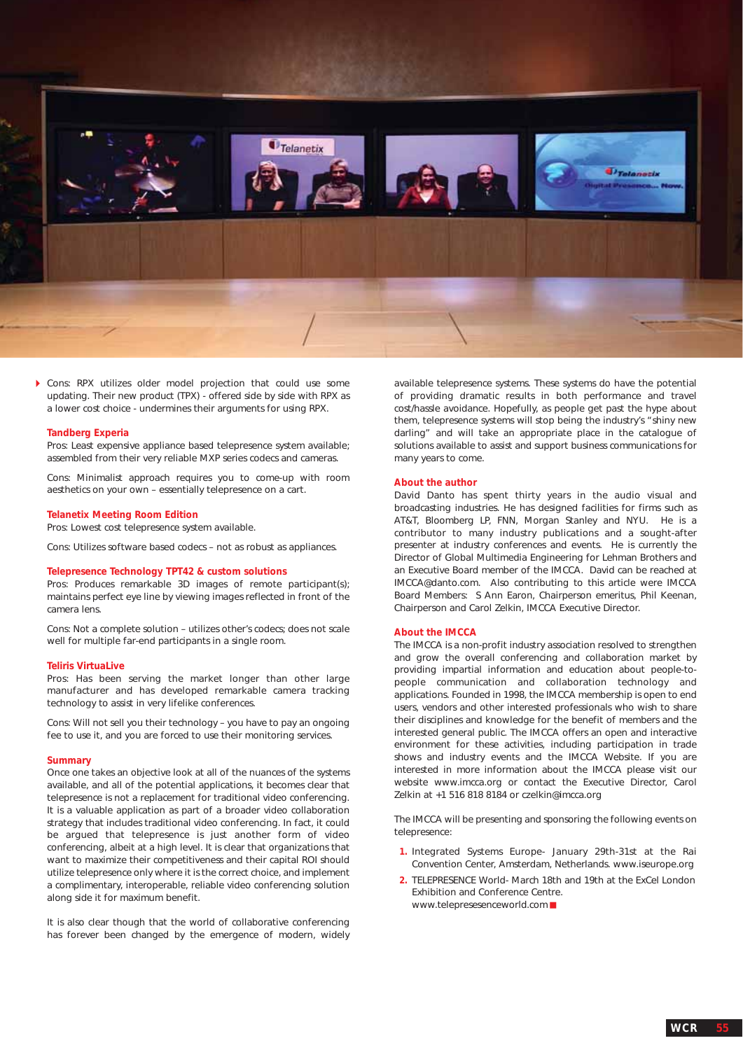- Cons: RPX utilizes older model projection that could use some updating. Their new product (TPX) - offered side by side with RPX as a lower cost choice - undermines their arguments for using RPX.

### Tandberg Experia

Pros: Least expensive appliance based telepresence system available; assembled from their very reliable MXP series codecs and cameras.

Cons: Minimalist approach requires you to come-up with room aesthetics on your own – essentially telepresence on a cart.

### Telanetix Meeting Room Edition

Pros: Lowest cost telepresence system available.

Cons: Utilizes software based codecs – not as robust as appliances.

### Telepresence Technology TPT42 & custom solutions

Pros: Produces remarkable 3D images of remote participant(s); maintains perfect eye line by viewing images reflected in front of the camera lens.

Cons: Not a complete solution – utilizes other's codecs; does not scale well for multiple far-end participants in a single room.

### Teliris VirtuaLive

Pros: Has been serving the market longer than other large manufacturer and has developed remarkable camera tracking technology to assist in very lifelike conferences.

Cons: Will not sell you their technology – you have to pay an ongoing fee to use it, and you are forced to use their monitoring services.

### Summary

Once one takes an objective look at all of the nuances of the systems available, and all of the potential applications, it becomes clear that telepresence is not a replacement for traditional video conferencing. It is a valuable application as part of a broader video collaboration strategy that includes traditional video conferencing. In fact, it could be argued that telepresence is just another form of video conferencing, albeit at a high level. It is clear that organizations that want to maximize their competitiveness and their capital ROI should utilize telepresence only where it is the correct choice, and implement a complimentary, interoperable, reliable video conferencing solution along side it for maximum benefit.

It is also clear though that the world of collaborative conferencing has forever been changed by the emergence of modern, widely available telepresence systems. These systems do have the potential of providing dramatic results in both performance and travel cost/hassle avoidance. Hopefully, as people get past the hype about them, telepresence systems will stop being the industry's "shiny new darling" and will take an appropriate place in the catalogue of solutions available to assist and support business communications for many years to come.

### About the author

David Danto has spent thirty years in the audio visual and broadcasting industries. He has designed facilities for firms such as AT&T, Bloomberg LP, FNN, Morgan Stanley and NYU. He is a contributor to many industry publications and a sought-after presenter at industry conferences and events. He is currently the Director of Global Multimedia Engineering for Lehman Brothers and an Executive Board member of the IMCCA. David can be reached at IMCCA@danto.com. Also contributing to this article were IMCCA Board Members: S Ann Earon, Chairperson emeritus, Phil Keenan, Chairperson and Carol Zelkin, IMCCA Executive Director.

### About the IMCCA

The IMCCA is a non-profit industry association resolved to strengthen and grow the overall conferencing and collaboration market by providing impartial information and education about people-to-people communication and collaboration technology and applications. Founded in 1998, the IMCCA membership is open to end users, vendors and other interested professionals who wish to share their disciplines and knowledge for the benefit of members and the interested general public. The IMCCA offers an open and interactive environment for these activities, including participation in trade shows and industry events and the IMCCA Website. If you are interested in more information about the IMCCA please visit our website www.imcca.org or contact the Executive Director, Carol Zelkin at +1 516 818 8184 or czelkin@imcca.org

The IMCCA will be presenting and sponsoring the following events on telepresence:

1. Integrated Systems Europe- January 29th-31st at the Rai Convention Center, Amsterdam, Netherlands. www.iseurope.org
2. TELEPRESENCE World- March 18th and 19th at the ExCel London Exhibition and Conference Centre. www.telepresenceworld.com